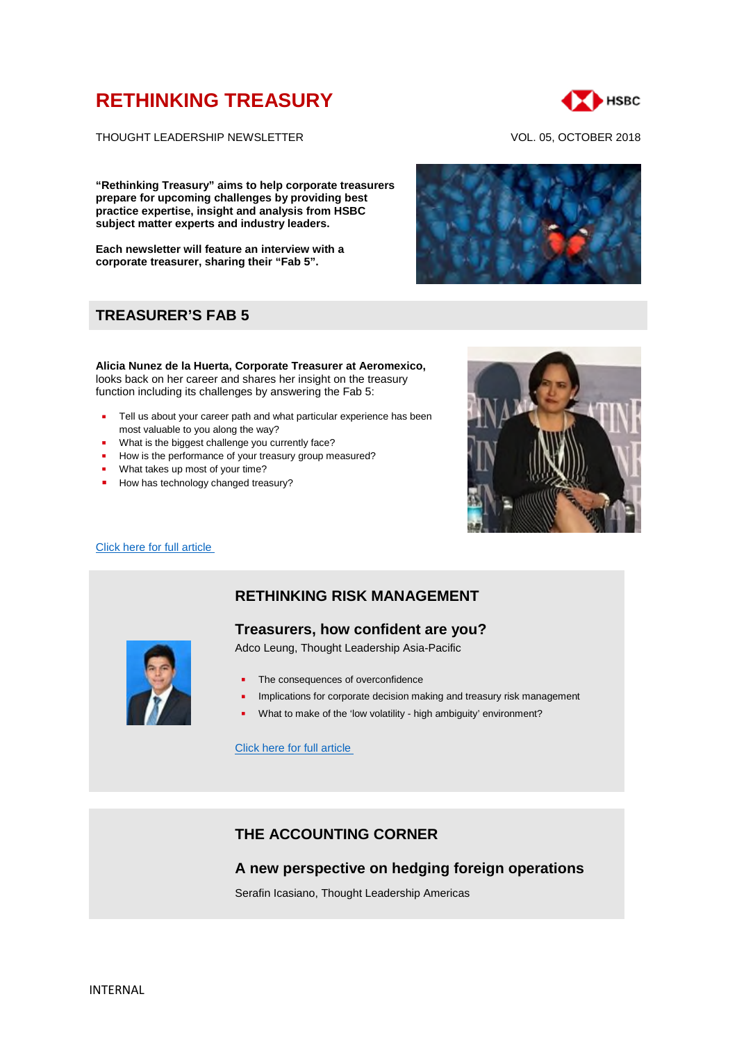# RETHINKING TREASURY

THOUGHT LEADERSHIP NEWSLETTER

VOL. 05, OCTOBER 2018

**"Rethinking Treasury" aims to help corporate treasurers prepare for upcoming challenges by providing best practice expertise, insight and analysis from HSBC subject matter experts and industry leaders.**

**Each newsletter will feature an interview with a corporate treasurer, sharing their "Fab 5".**

## TREASURER'S FAB 5

**Alicia Nunez de la Huerta, Corporate Treasurer at Aeromexico,** looks back on her career and shares her insight on the treasury function including its challenges by answering the Fab 5:

- Tell us about your career path and what particular experience has been most valuable to you along the way?
- What is the biggest challenge you currently face?
- How is the performance of your treasury group measured?
- What takes up most of your time?
- How has technology changed treasury?

Click here for full article

## RETHINKING RISK MANAGEMENT

### Treasurers, how confident are you?

Adco Leung, Thought Leadership Asia-Pacific

- The consequences of overconfidence
- Implications for corporate decision making and treasury risk management
- What to make of the 'low volatility - high ambiguity' environment?

Click here for full article

## THE ACCOUNTING CORNER

### A new perspective on hedging foreign operations

Serafin Icasiano, Thought Leadership Americas

INTERNAL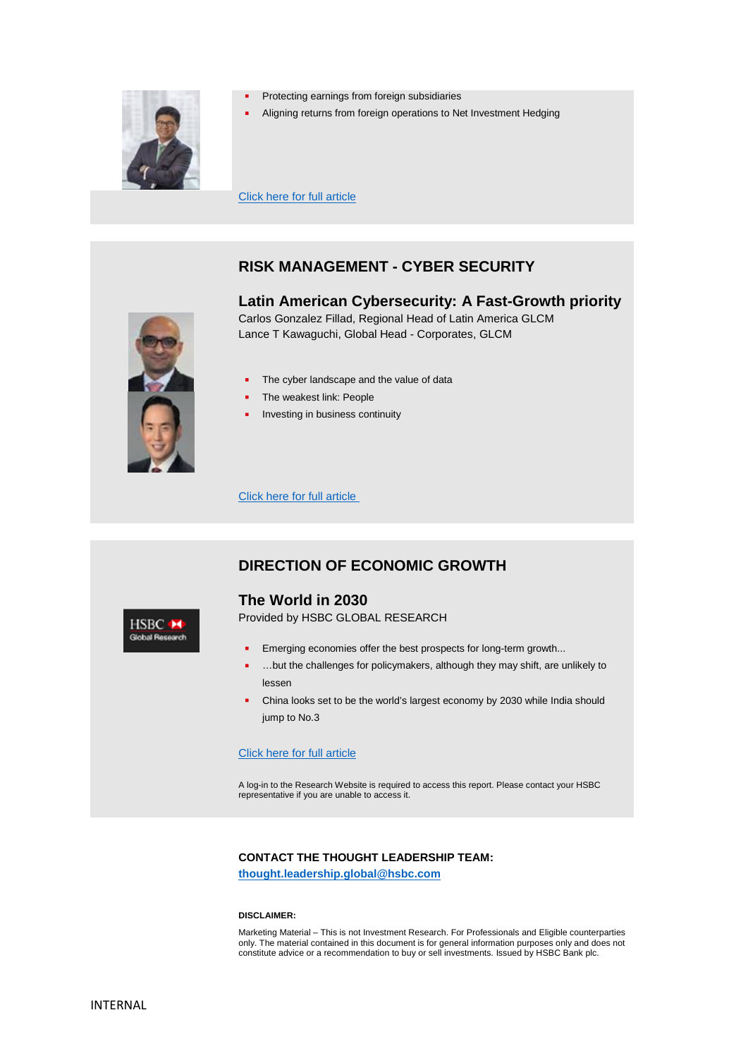- Protecting earnings from foreign subsidiaries
- Aligning returns from foreign operations to Net Investment Hedging

Click here for full article

## RISK MANAGEMENT - CYBER SECURITY

### Latin American Cybersecurity: A Fast-Growth priority

Carlos Gonzalez Fillad, Regional Head of Latin America GLCM
Lance T Kawaguchi, Global Head - Corporates, GLCM

- The cyber landscape and the value of data
- The weakest link: People
- Investing in business continuity

Click here for full article

## DIRECTION OF ECONOMIC GROWTH

### The World in 2030

Provided by HSBC GLOBAL RESEARCH

- Emerging economies offer the best prospects for long-term growth...
- …but the challenges for policymakers, although they may shift, are unlikely to lessen
- China looks set to be the world's largest economy by 2030 while India should jump to No.3

Click here for full article

A log-in to the Research Website is required to access this report. Please contact your HSBC representative if you are unable to access it.

**CONTACT THE THOUGHT LEADERSHIP TEAM:**
**thought.leadership.global@hsbc.com**

**DISCLAIMER:**

Marketing Material – This is not Investment Research. For Professionals and Eligible counterparties only. The material contained in this document is for general information purposes only and does not constitute advice or a recommendation to buy or sell investments. Issued by HSBC Bank plc.

INTERNAL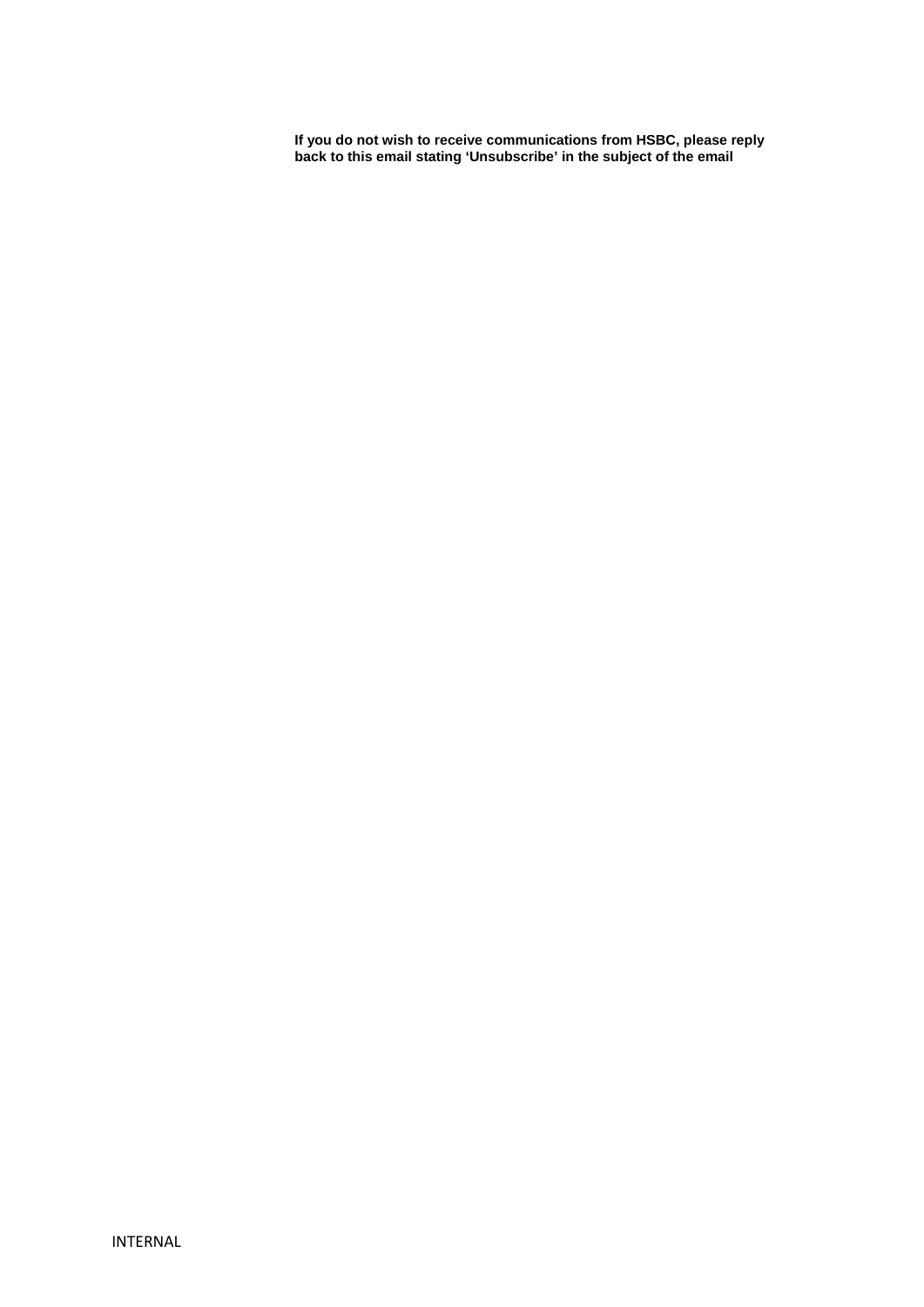**If you do not wish to receive communications from HSBC, please reply back to this email stating ‘Unsubscribe’ in the subject of the email**

INTERNAL